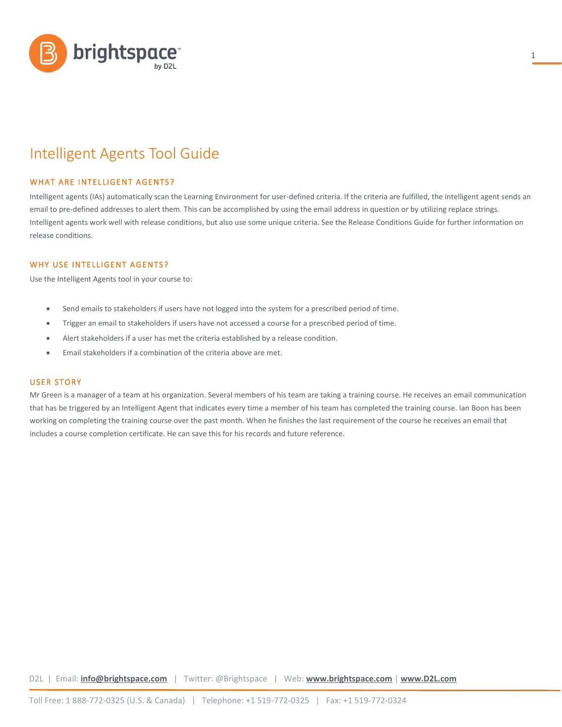# Intelligent Agents Tool Guide

## WHAT ARE INTELLIGENT AGENTS?

Intelligent agents (IAs) automatically scan the Learning Environment for user-defined criteria. If the criteria are fulfilled, the intelligent agent sends an email to pre-defined addresses to alert them. This can be accomplished by using the email address in question or by utilizing replace strings. Intelligent agents work well with release conditions, but also use some unique criteria. See the Release Conditions Guide for further information on release conditions.

## WHY USE INTELLIGENT AGENTS?

Use the Intelligent Agents tool in your course to:

- Send emails to stakeholders if users have not logged into the system for a prescribed period of time.
- Trigger an email to stakeholders if users have not accessed a course for a prescribed period of time.
- Alert stakeholders if a user has met the criteria established by a release condition.
- Email stakeholders if a combination of the criteria above are met.

## USER STORY

Mr Green is a manager of a team at his organization. Several members of his team are taking a training course. He receives an email communication that has be triggered by an Intelligent Agent that indicates every time a member of his team has completed the training course. Ian Boon has been working on completing the training course over the past month. When he finishes the last requirement of the course he receives an email that includes a course completion certificate. He can save this for his records and future reference.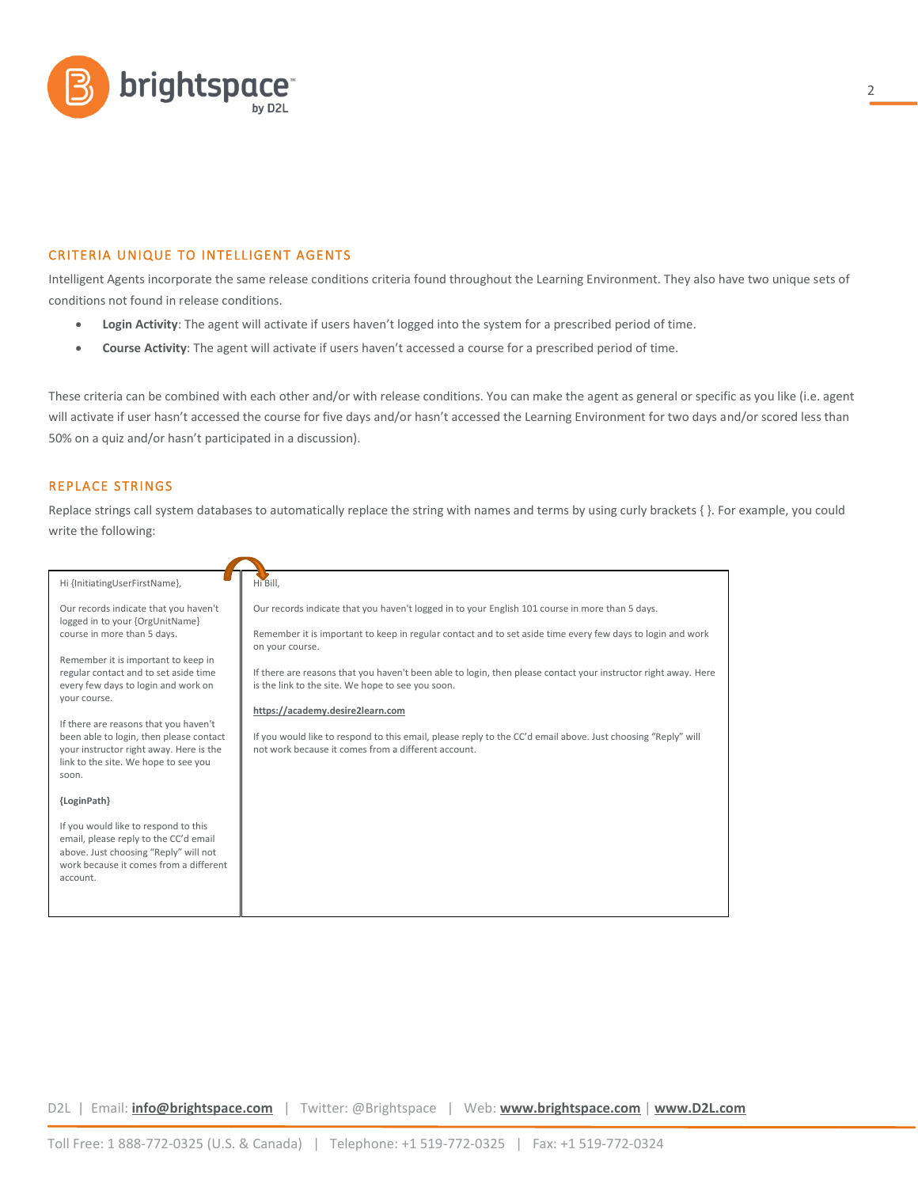## CRITERIA UNIQUE TO INTELLIGENT AGENTS

Intelligent Agents incorporate the same release conditions criteria found throughout the Learning Environment. They also have two unique sets of conditions not found in release conditions.

- **Login Activity**: The agent will activate if users haven't logged into the system for a prescribed period of time.
- **Course Activity**: The agent will activate if users haven't accessed a course for a prescribed period of time.

These criteria can be combined with each other and/or with release conditions. You can make the agent as general or specific as you like (i.e. agent will activate if user hasn't accessed the course for five days and/or hasn't accessed the Learning Environment for two days and/or scored less than 50% on a quiz and/or hasn't participated in a discussion).

## REPLACE STRINGS

Replace strings call system databases to automatically replace the string with names and terms by using curly brackets { }. For example, you could write the following:

| Template | Result |
|---|---|
| Hi {InitiatingUserFirstName},<br><br>Our records indicate that you haven't logged in to your {OrgUnitName} course in more than 5 days.<br><br>Remember it is important to keep in regular contact and to set aside time every few days to login and work on your course.<br><br>If there are reasons that you haven't been able to login, then please contact your instructor right away. Here is the link to the site. We hope to see you soon.<br><br>**{LoginPath}**<br><br>If you would like to respond to this email, please reply to the CC'd email above. Just choosing "Reply" will not work because it comes from a different account. | Hi Bill,<br><br>Our records indicate that you haven't logged in to your English 101 course in more than 5 days.<br><br>Remember it is important to keep in regular contact and to set aside time every few days to login and work on your course.<br><br>If there are reasons that you haven't been able to login, then please contact your instructor right away. Here is the link to the site. We hope to see you soon.<br><br>**https://academy.desire2learn.com**<br><br>If you would like to respond to this email, please reply to the CC'd email above. Just choosing "Reply" will not work because it comes from a different account. |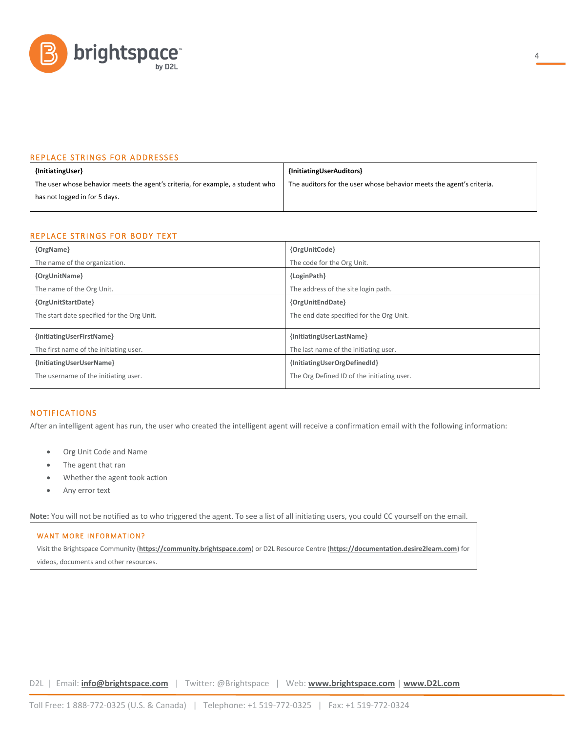## REPLACE STRINGS FOR ADDRESSES

| **{InitiatingUser}** | **{InitiatingUserAuditors}** |
|---|---|
| The user whose behavior meets the agent's criteria, for example, a student who has not logged in for 5 days. | The auditors for the user whose behavior meets the agent's criteria. |

## REPLACE STRINGS FOR BODY TEXT

| | |
|---|---|
| **{OrgName}**<br>The name of the organization. | **{OrgUnitCode}**<br>The code for the Org Unit. |
| **{OrgUnitName}**<br>The name of the Org Unit. | **{LoginPath}**<br>The address of the site login path. |
| **{OrgUnitStartDate}**<br>The start date specified for the Org Unit. | **{OrgUnitEndDate}**<br>The end date specified for the Org Unit. |
| **{InitiatingUserFirstName}**<br>The first name of the initiating user. | **{InitiatingUserLastName}**<br>The last name of the initiating user. |
| **{InitiatingUserUserName}**<br>The username of the initiating user. | **{InitiatingUserOrgDefinedId}**<br>The Org Defined ID of the initiating user. |

## NOTIFICATIONS

After an intelligent agent has run, the user who created the intelligent agent will receive a confirmation email with the following information:

- Org Unit Code and Name
- The agent that ran
- Whether the agent took action
- Any error text

**Note:** You will not be notified as to who triggered the agent. To see a list of all initiating users, you could CC yourself on the email.

### WANT MORE INFORMATION?

Visit the Brightspace Community (**https://community.brightspace.com**) or D2L Resource Centre (**https://documentation.desire2learn.com**) for videos, documents and other resources.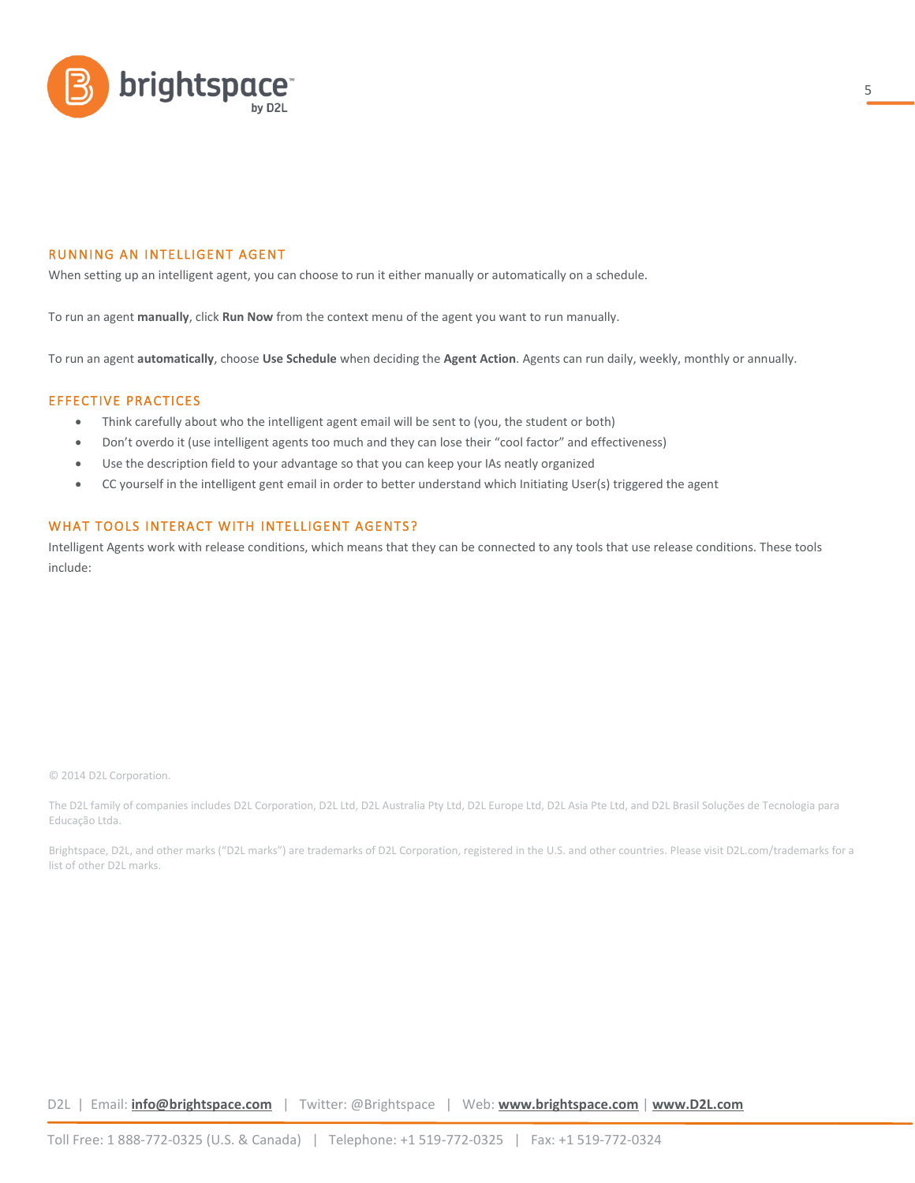## RUNNING AN INTELLIGENT AGENT

When setting up an intelligent agent, you can choose to run it either manually or automatically on a schedule.

To run an agent **manually**, click **Run Now** from the context menu of the agent you want to run manually.

To run an agent **automatically**, choose **Use Schedule** when deciding the **Agent Action**. Agents can run daily, weekly, monthly or annually.

## EFFECTIVE PRACTICES

- Think carefully about who the intelligent agent email will be sent to (you, the student or both)
- Don't overdo it (use intelligent agents too much and they can lose their "cool factor" and effectiveness)
- Use the description field to your advantage so that you can keep your IAs neatly organized
- CC yourself in the intelligent gent email in order to better understand which Initiating User(s) triggered the agent

## WHAT TOOLS INTERACT WITH INTELLIGENT AGENTS?

Intelligent Agents work with release conditions, which means that they can be connected to any tools that use release conditions. These tools include:

© 2014 D2L Corporation.

The D2L family of companies includes D2L Corporation, D2L Ltd, D2L Australia Pty Ltd, D2L Europe Ltd, D2L Asia Pte Ltd, and D2L Brasil Soluções de Tecnologia para Educação Ltda.

Brightspace, D2L, and other marks ("D2L marks") are trademarks of D2L Corporation, registered in the U.S. and other countries. Please visit D2L.com/trademarks for a list of other D2L marks.

D2L | Email: **info@brightspace.com** | Twitter: @Brightspace | Web: **www.brightspace.com** | **www.D2L.com**

Toll Free: 1 888-772-0325 (U.S. & Canada) | Telephone: +1 519-772-0325 | Fax: +1 519-772-0324